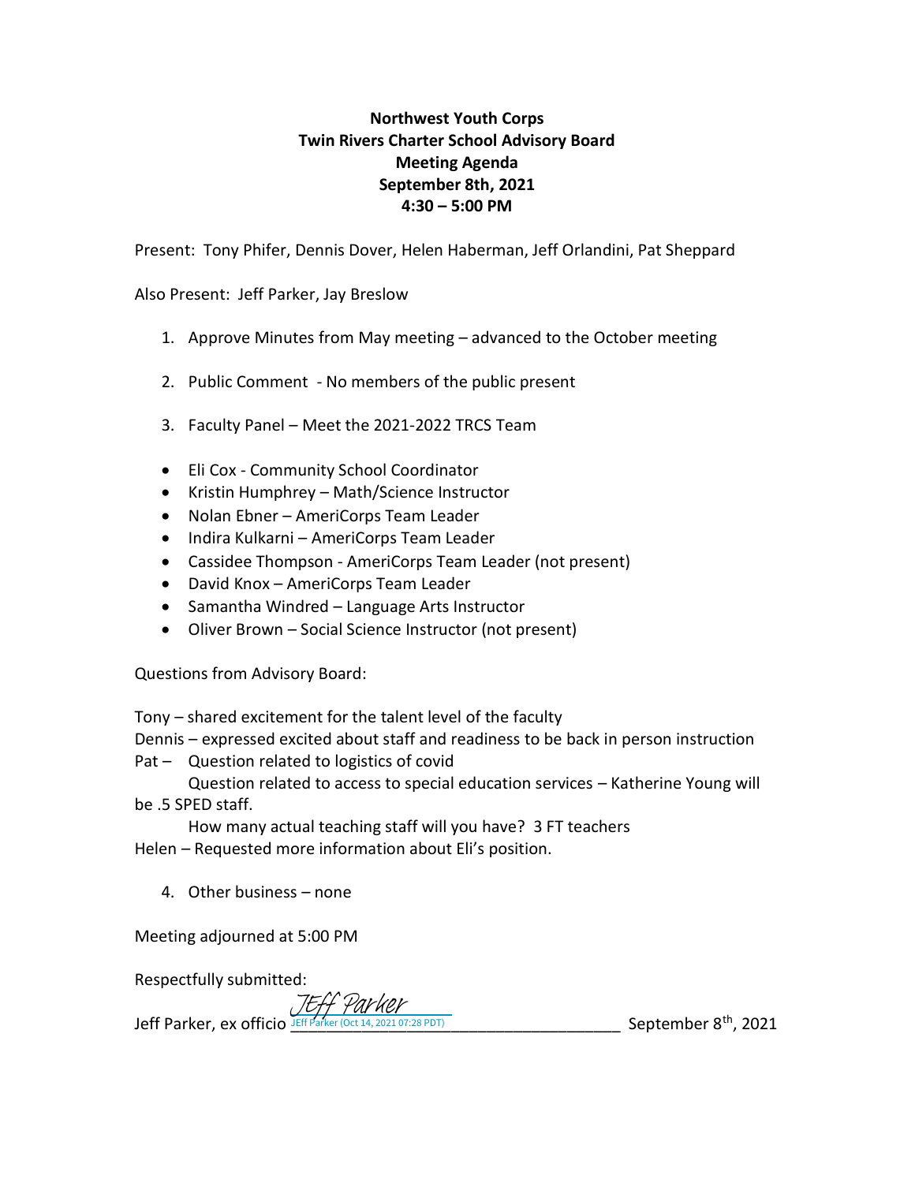**Northwest Youth Corps**
**Twin Rivers Charter School Advisory Board**
**Meeting Agenda**
**September 8th, 2021**
**4:30 – 5:00 PM**

Present: Tony Phifer, Dennis Dover, Helen Haberman, Jeff Orlandini, Pat Sheppard

Also Present: Jeff Parker, Jay Breslow

1. Approve Minutes from May meeting – advanced to the October meeting

2. Public Comment - No members of the public present

3. Faculty Panel – Meet the 2021-2022 TRCS Team

- Eli Cox - Community School Coordinator
- Kristin Humphrey – Math/Science Instructor
- Nolan Ebner – AmeriCorps Team Leader
- Indira Kulkarni – AmeriCorps Team Leader
- Cassidee Thompson - AmeriCorps Team Leader (not present)
- David Knox – AmeriCorps Team Leader
- Samantha Windred – Language Arts Instructor
- Oliver Brown – Social Science Instructor (not present)

Questions from Advisory Board:

Tony – shared excitement for the talent level of the faculty
Dennis – expressed excited about staff and readiness to be back in person instruction
Pat – Question related to logistics of covid
Question related to access to special education services – Katherine Young will be .5 SPED staff.
How many actual teaching staff will you have? 3 FT teachers
Helen – Requested more information about Eli's position.

4. Other business – none

Meeting adjourned at 5:00 PM

Respectfully submitted:

Jeff Parker, ex officio JEff Parker (Oct 14, 2021 07:28 PDT) ______________________ September 8th, 2021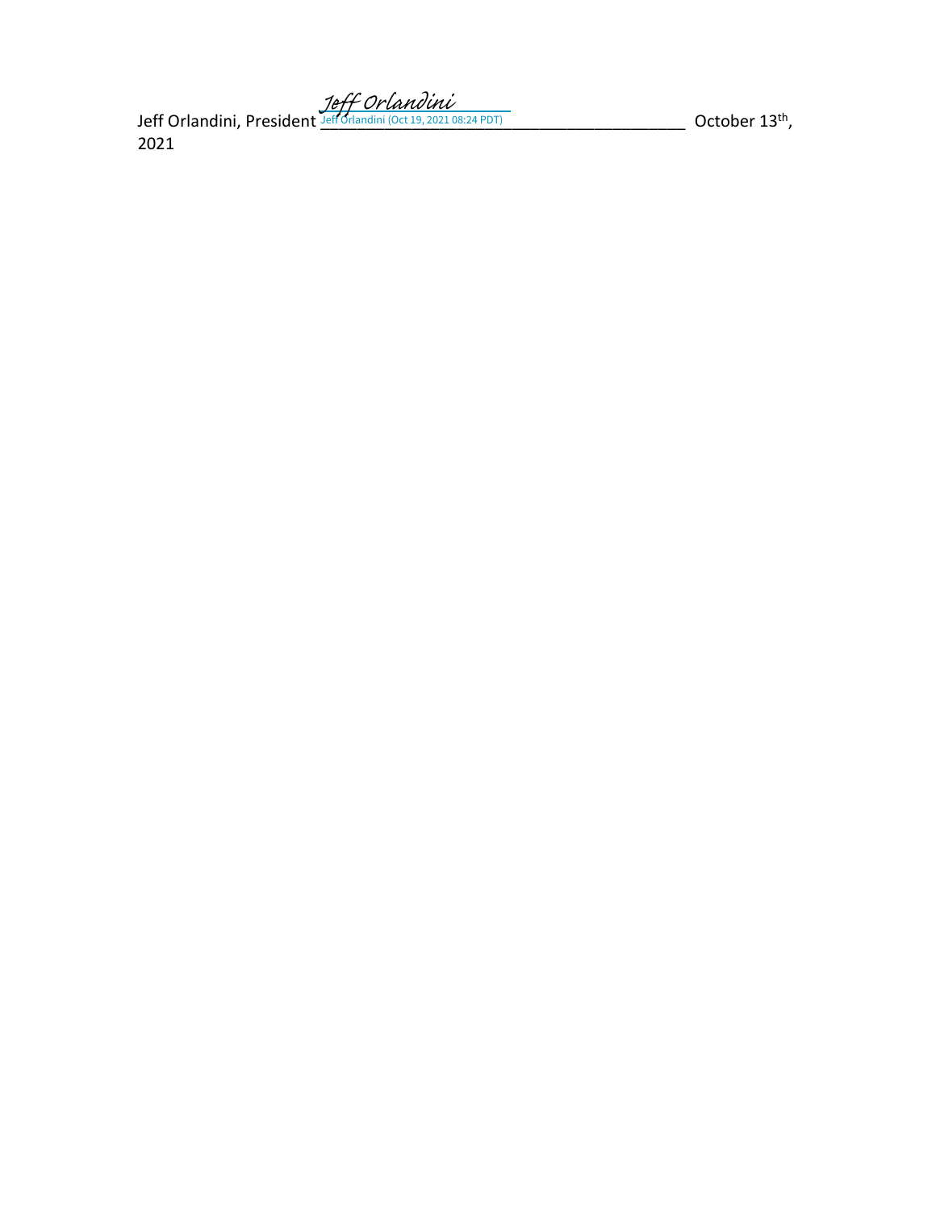Jeff Orlandini, President *Jeff Orlandini* Jeff Orlandini (Oct 19, 2021 08:24 PDT) ________________________________________ October 13th, 2021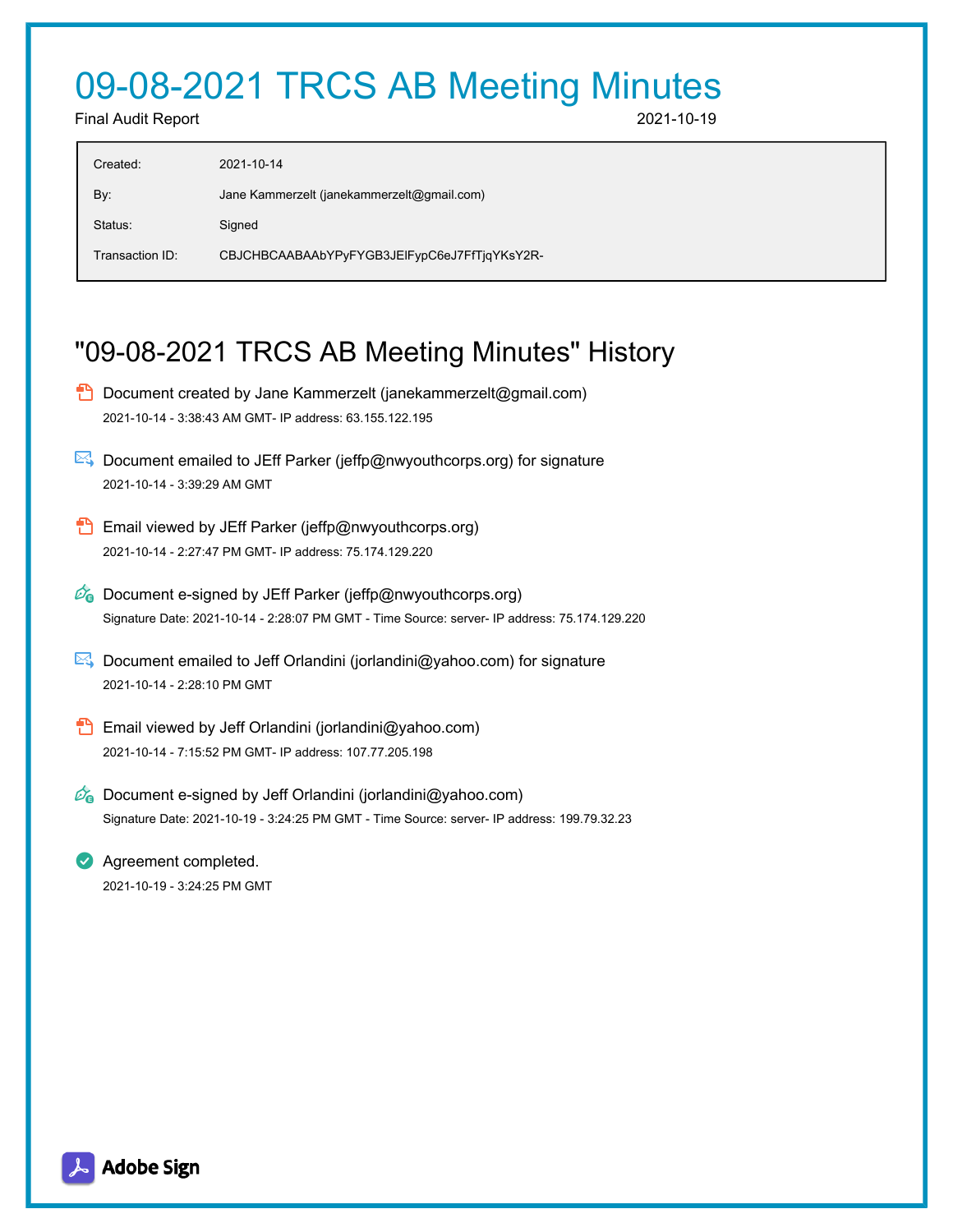# 09-08-2021 TRCS AB Meeting Minutes

Final Audit Report 2021-10-19

| | |
|---|---|
| Created: | 2021-10-14 |
| By: | Jane Kammerzelt (janekammerzelt@gmail.com) |
| Status: | Signed |
| Transaction ID: | CBJCHBCAABAAbYPyFYGB3JElFypC6eJ7FfTjqYKsY2R- |

## "09-08-2021 TRCS AB Meeting Minutes" History

- Document created by Jane Kammerzelt (janekammerzelt@gmail.com)
  2021-10-14 - 3:38:43 AM GMT- IP address: 63.155.122.195

- Document emailed to JEff Parker (jeffp@nwyouthcorps.org) for signature
  2021-10-14 - 3:39:29 AM GMT

- Email viewed by JEff Parker (jeffp@nwyouthcorps.org)
  2021-10-14 - 2:27:47 PM GMT- IP address: 75.174.129.220

- Document e-signed by JEff Parker (jeffp@nwyouthcorps.org)
  Signature Date: 2021-10-14 - 2:28:07 PM GMT - Time Source: server- IP address: 75.174.129.220

- Document emailed to Jeff Orlandini (jorlandini@yahoo.com) for signature
  2021-10-14 - 2:28:10 PM GMT

- Email viewed by Jeff Orlandini (jorlandini@yahoo.com)
  2021-10-14 - 7:15:52 PM GMT- IP address: 107.77.205.198

- Document e-signed by Jeff Orlandini (jorlandini@yahoo.com)
  Signature Date: 2021-10-19 - 3:24:25 PM GMT - Time Source: server- IP address: 199.79.32.23

- Agreement completed.
  2021-10-19 - 3:24:25 PM GMT

Adobe Sign